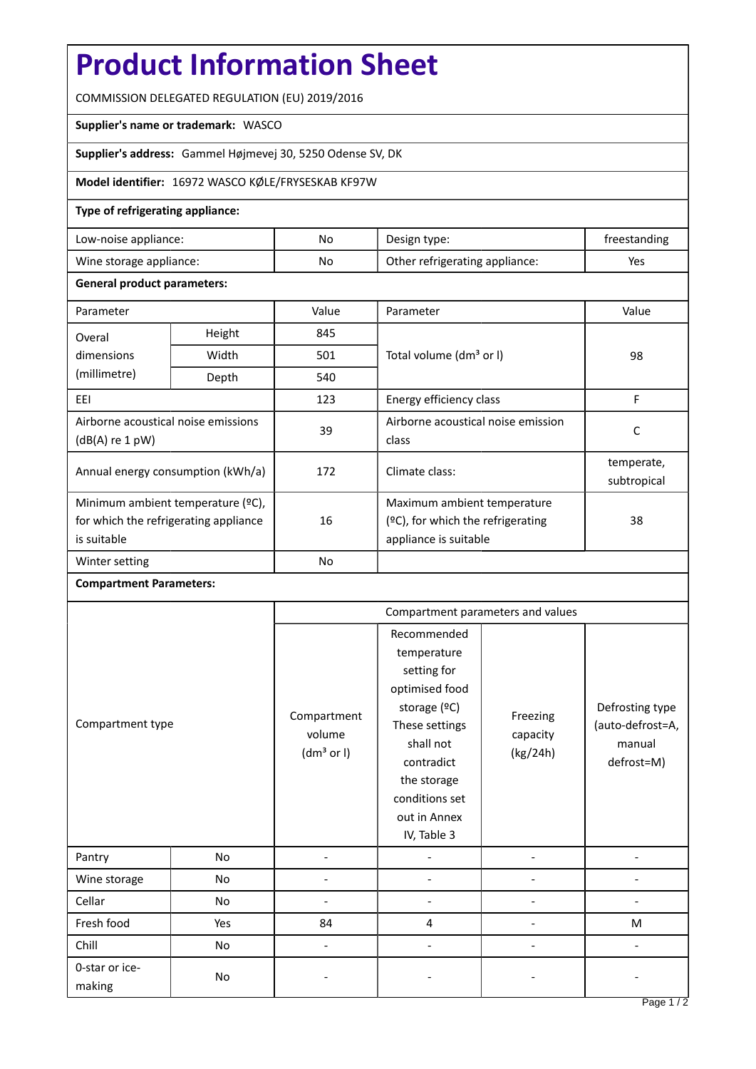# Product Information Sheet

COMMISSION DELEGATED REGULATION (EU) 2019/2016

**Supplier's name or trademark:** WASCO

**Supplier's address:** Gammel Højmevej 30, 5250 Odense SV, DK

**Model identifier:** 16972 WASCO KØLE/FRYSESKAB KF97W

**Type of refrigerating appliance:**

| | | | |
|---|---|---|---|
| Low-noise appliance: | No | Design type: | freestanding |
| Wine storage appliance: | No | Other refrigerating appliance: | Yes |

**General product parameters:**

| Parameter | | Value | Parameter | Value |
|---|---|---|---|---|
| Overal dimensions (millimetre) | Height | 845 | Total volume (dm³ or l) | 98 |
| | Width | 501 | | |
| | Depth | 540 | | |
| EEI | | 123 | Energy efficiency class | F |
| Airborne acoustical noise emissions (dB(A) re 1 pW) | | 39 | Airborne acoustical noise emission class | C |
| Annual energy consumption (kWh/a) | | 172 | Climate class: | temperate, subtropical |
| Minimum ambient temperature (ºC), for which the refrigerating appliance is suitable | | 16 | Maximum ambient temperature (ºC), for which the refrigerating appliance is suitable | 38 |
| Winter setting | | No | | |

**Compartment Parameters:**

| Compartment type | | Compartment volume (dm³ or l) | Recommended temperature setting for optimised food storage (ºC) These settings shall not contradict the storage conditions set out in Annex IV, Table 3 | Freezing capacity (kg/24h) | Defrosting type (auto-defrost=A, manual defrost=M) |
|---|---|---|---|---|---|
| Pantry | No | - | - | - | - |
| Wine storage | No | - | - | - | - |
| Cellar | No | - | - | - | - |
| Fresh food | Yes | 84 | 4 | - | M |
| Chill | No | - | - | - | - |
| 0-star or ice-making | No | - | - | - | - |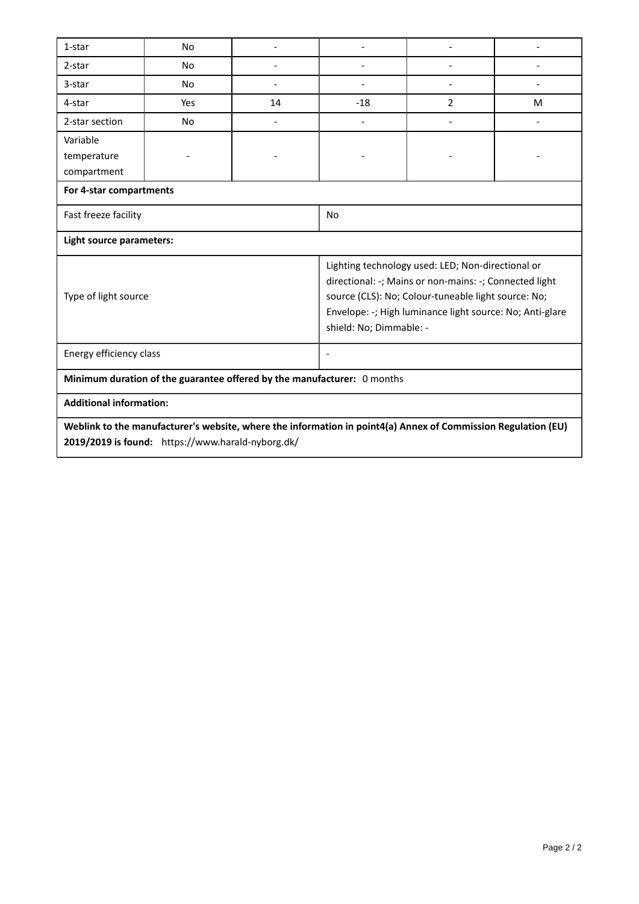| | | | | | |
|---|---|---|---|---|---|
| 1-star | No | - | - | - | - |
| 2-star | No | - | - | - | - |
| 3-star | No | - | - | - | - |
| 4-star | Yes | 14 | -18 | 2 | M |
| 2-star section | No | - | - | - | - |
| Variable temperature compartment | - | - | - | - | - |
| **For 4-star compartments** | | | | | |
| Fast freeze facility | | | No | | |
| **Light source parameters:** | | | | | |
| Type of light source | | | Lighting technology used: LED; Non-directional or directional: -; Mains or non-mains: -; Connected light source (CLS): No; Colour-tuneable light source: No; Envelope: -; High luminance light source: No; Anti-glare shield: No; Dimmable: - | | |
| Energy efficiency class | | | - | | |
| **Minimum duration of the guarantee offered by the manufacturer:** 0 months | | | | | |
| **Additional information:** | | | | | |
| **Weblink to the manufacturer's website, where the information in point4(a) Annex of Commission Regulation (EU) 2019/2019 is found:** https://www.harald-nyborg.dk/ | | | | | |